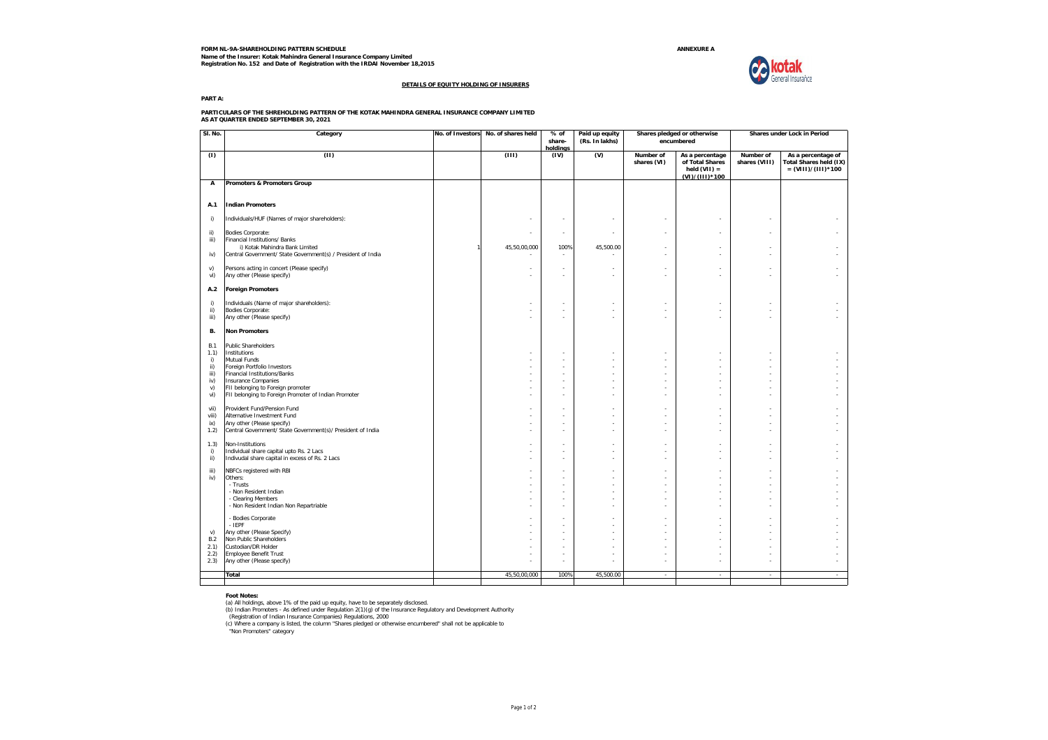**FORM NL-9A-SHAREHOLDING PATTERN SCHEDULE**
**Name of the Insurer: Kotak Mahindra General Insurance Company Limited**
**Registration No. 152 and Date of Registration with the IRDAI November 18,2015**

**ANNEXURE A**

## DETAILS OF EQUITY HOLDING OF INSURERS

**PART A:**

**PARTICULARS OF THE SHREHOLDING PATTERN OF THE KOTAK MAHINDRA GENERAL INSURANCE COMPANY LIMITED**
**AS AT QUARTER ENDED SEPTEMBER 30, 2021**

| Sl. No. | Category | No. of Investors | No. of shares held | % of share-holdings | Paid up equity (Rs. In lakhs) | Shares pledged or otherwise encumbered | | Shares under Lock in Period | |
|---|---|---|---|---|---|---|---|---|---|
| | | | | | | Number of shares (VI) | As a percentage of Total Shares held (VII) = (VI)/(III)*100 | Number of shares (VIII) | As a percentage of Total Shares held (IX) = (VIII)/(III)*100 |
| (I) | (II) | | (III) | (IV) | (V) | | | | |
| **A** | **Promoters & Promoters Group** | | | | | | | | |
| **A.1** | **Indian Promoters** | | | | | | | | |
| i) | Individuals/HUF (Names of major shareholders): | | - | - | - | - | - | - | - |
| ii) | Bodies Corporate: | | - | - | - | - | - | - | - |
| iii) | Financial Institutions/ Banks | | | | | | | | |
| | i) Kotak Mahindra Bank Limited | 1 | 45,50,00,000 | 100% | 45,500.00 | - | - | - | - |
| iv) | Central Government/ State Government(s) / President of India | | - | - | - | - | - | - | - |
| v) | Persons acting in concert (Please specify) | | - | - | - | - | - | - | - |
| vi) | Any other (Please specify) | | - | - | - | - | - | - | - |
| **A.2** | **Foreign Promoters** | | | | | | | | |
| i) | Individuals (Name of major shareholders): | | - | - | - | - | - | - | - |
| ii) | Bodies Corporate: | | - | - | - | - | - | - | - |
| iii) | Any other (Please specify) | | - | - | - | - | - | - | - |
| **B.** | **Non Promoters** | | | | | | | | |
| B.1 | Public Shareholders | | | | | | | | |
| 1.1) | Institutions | | - | - | - | - | - | - | - |
| i) | Mutual Funds | | - | - | - | - | - | - | - |
| ii) | Foreign Portfolio Investors | | - | - | - | - | - | - | - |
| iii) | Financial Institutions/Banks | | - | - | - | - | - | - | - |
| iv) | Insurance Companies | | - | - | - | - | - | - | - |
| v) | FII belonging to Foreign promoter | | - | - | - | - | - | - | - |
| vi) | FII belonging to Foreign Promoter of Indian Promoter | | - | - | - | - | - | - | - |
| vii) | Provident Fund/Pension Fund | | - | - | - | - | - | - | - |
| viii) | Alternative Investment Fund | | - | - | - | - | - | - | - |
| ix) | Any other (Please specify) | | - | - | - | - | - | - | - |
| 1.2) | Central Government/ State Government(s)/ President of India | | - | - | - | - | - | - | - |
| 1.3) | Non-Institutions | | - | - | - | - | - | - | - |
| i) | Individual share capital upto Rs. 2 Lacs | | - | - | - | - | - | - | - |
| ii) | Indivudal share capital in excess of Rs. 2 Lacs | | - | - | - | - | - | - | - |
| iii) | NBFCs registered with RBI | | - | - | - | - | - | - | - |
| iv) | Others: | | - | - | - | - | - | - | - |
| | - Trusts | | - | - | - | - | - | - | - |
| | - Non Resident Indian | | - | - | - | - | - | - | - |
| | - Clearing Members | | - | - | - | - | - | - | - |
| | - Non Resident Indian Non Repartriable | | - | - | - | - | - | - | - |
| | - Bodies Corporate | | - | - | - | - | - | - | - |
| | - IEPF | | - | - | - | - | - | - | - |
| v) | Any other (Please Specify) | | - | - | - | - | - | - | - |
| B.2 | Non Public Shareholders | | - | - | - | - | - | - | - |
| 2.1) | Custodian/DR Holder | | - | - | - | - | - | - | - |
| 2.2) | Employee Benefit Trust | | - | - | - | - | - | - | - |
| 2.3) | Any other (Please specify) | | - | - | - | - | - | - | - |
| | **Total** | | 45,50,00,000 | 100% | 45,500.00 | - | - | - | - |

**Foot Notes:**
(a) All holdings, above 1% of the paid up equity, have to be separately disclosed.
(b) Indian Promoters - As defined under Regulation 2(1)(g) of the Insurance Regulatory and Development Authority (Registration of Indian Insurance Companies) Regulations, 2000
(c) Where a company is listed, the column "Shares pledged or otherwise encumbered" shall not be applicable to "Non Promoters" category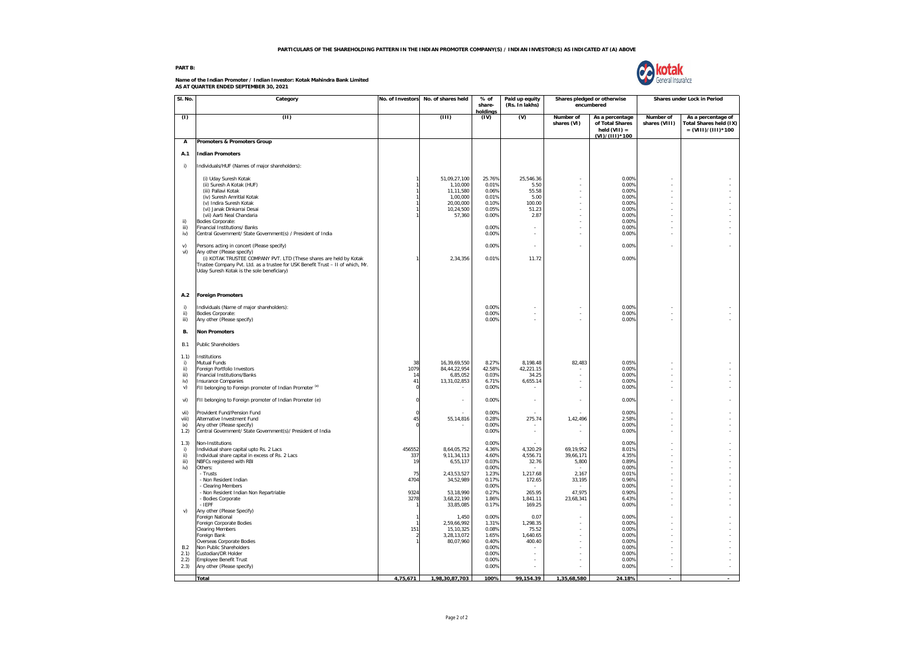**PARTICULARS OF THE SHAREHOLDING PATTERN IN THE INDIAN PROMOTER COMPANY(S) / INDIAN INVESTOR(S) AS INDICATED AT (A) ABOVE**

**PART B:**

**Name of the Indian Promoter / Indian Investor: Kotak Mahindra Bank Limited**
**AS AT QUARTER ENDED SEPTEMBER 30, 2021**

| Sl. No. | Category | No. of Investors | No. of shares held | % of share-holdings | Paid up equity (Rs. In lakhs) | Shares pledged or otherwise encumbered | | Shares under Lock in Period | |
|---|---|---|---|---|---|---|---|---|---|
| | | | | | | Number of shares (VI) | As a percentage of Total Shares held (VII) = (VI)/(III)*100 | Number of shares (VIII) | As a percentage of Total Shares held (IX) = (VIII)/(III)*100 |
| (I) | (II) | | (III) | (IV) | (V) | | | | |
| **A** | **Promoters & Promoters Group** | | | | | | | | |
| **A.1** | **Indian Promoters** | | | | | | | | |
| i) | Individuals/HUF (Names of major shareholders): | | | | | | | | |
| | (i) Uday Suresh Kotak | 1 | 51,09,27,100 | 25.76% | 25,546.36 | - | 0.00% | - | - |
| | (ii) Suresh A Kotak (HUF) | 1 | 1,10,000 | 0.01% | 5.50 | - | 0.00% | - | - |
| | (iii) Pallavi Kotak | 1 | 11,11,580 | 0.06% | 55.58 | - | 0.00% | - | - |
| | (iv) Suresh Amritlal Kotak | 1 | 1,00,000 | 0.01% | 5.00 | - | 0.00% | - | - |
| | (v) Indira Suresh Kotak | 1 | 20,00,000 | 0.10% | 100.00 | - | 0.00% | - | - |
| | (vi) Janak Dinkarrai Desai | 1 | 10,24,500 | 0.05% | 51.23 | - | 0.00% | - | - |
| | (vii) Aarti Neal Chandaria | 1 | 57,360 | 0.00% | 2.87 | - | 0.00% | - | - |
| ii) | Bodies Corporate: | | | | | - | 0.00% | - | - |
| iii) | Financial Institutions/ Banks | | | 0.00% | - | - | 0.00% | - | - |
| iv) | Central Government/ State Government(s) / President of India | | | 0.00% | - | - | 0.00% | - | - |
| v) | Persons acting in concert (Please specify) | | | 0.00% | - | - | 0.00% | - | - |
| vi) | Any other (Please specify) | | | | | | | | |
| | (i) KOTAK TRUSTEE COMPANY PVT. LTD (These shares are held by Kotak Trustee Company Pvt. Ltd. as a trustee for USK Benefit Trust - II of which, Mr. Uday Suresh Kotak is the sole beneficiary) | 1 | 2,34,356 | 0.01% | 11.72 | | 0.00% | | |
| **A.2** | **Foreign Promoters** | | | | | | | | |
| i) | Individuals (Name of major shareholders): | | | 0.00% | - | - | 0.00% | - | - |
| ii) | Bodies Corporate: | | | 0.00% | - | - | 0.00% | - | - |
| iii) | Any other (Please specify) | | | 0.00% | - | - | 0.00% | - | - |
| **B.** | **Non Promoters** | | | | | | | | |
| B.1 | Public Shareholders | | | | | | | | |
| 1.1) | Institutions | | | | | | | | |
| i) | Mutual Funds | 38 | 16,39,69,550 | 8.27% | 8,198.48 | 82,483 | 0.05% | - | - |
| ii) | Foreign Portfolio Investors | 1079 | 84,44,22,954 | 42.58% | 42,221.15 | - | 0.00% | - | - |
| iii) | Financial Institutions/Banks | 14 | 6,85,052 | 0.03% | 34.25 | - | 0.00% | - | - |
| iv) | Insurance Companies | 41 | 13,31,02,853 | 6.71% | 6,655.14 | - | 0.00% | - | - |
| v) | FII belonging to Foreign promoter of Indian Promoter [e] | 0 | - | 0.00% | - | - | 0.00% | - | - |
| vi) | FII belonging to Foreign promoter of Indian Promoter (e) | 0 | - | 0.00% | - | - | 0.00% | - | - |
| vii) | Provident Fund/Pension Fund | 0 | - | 0.00% | - | - | 0.00% | - | - |
| viii) | Alternative Investment Fund | 45 | 55,14,816 | 0.28% | 275.74 | 1,42,496 | 2.58% | - | - |
| ix) | Any other (Please specify) | 0 | - | 0.00% | - | - | 0.00% | - | - |
| 1.2) | Central Government/ State Government(s)/ President of India | | | 0.00% | - | - | 0.00% | - | - |
| 1.3) | Non-Institutions | | | 0.00% | - | - | 0.00% | - | - |
| i) | Individual share capital upto Rs. 2 Lacs | 456552 | 8,64,05,752 | 4.36% | 4,320.29 | 69,19,952 | 8.01% | - | - |
| ii) | Individual share capital in excess of Rs. 2 Lacs | 337 | 9,11,34,113 | 4.60% | 4,556.71 | 39,66,171 | 4.35% | - | - |
| iii) | NBFCs registered with RBI | 19 | 6,55,137 | 0.03% | 32.76 | 5,800 | 0.89% | - | - |
| iv) | Others: | | | 0.00% | - | - | 0.00% | - | - |
| | - Trusts | 75 | 2,43,53,527 | 1.23% | 1,217.68 | 2,167 | 0.01% | - | - |
| | - Non Resident Indian | 4704 | 34,52,989 | 0.17% | 172.65 | 33,195 | 0.96% | - | - |
| | - Clearing Members | | | 0.00% | - | - | 0.00% | - | - |
| | - Non Resident Indian Non Repartriable | 9324 | 53,18,990 | 0.27% | 265.95 | 47,975 | 0.90% | - | - |
| | - Bodies Corporate | 3278 | 3,68,22,190 | 1.86% | 1,841.11 | 23,68,341 | 6.43% | - | - |
| | - IEPF | 1 | 33,85,085 | 0.17% | 169.25 | - | 0.00% | - | - |
| v) | Any other (Please Specify) | | | | | | | | |
| | Foreign National | 1 | 1,450 | 0.00% | 0.07 | - | 0.00% | - | - |
| | Foreign Corporate Bodies | 1 | 2,59,66,992 | 1.31% | 1,298.35 | - | 0.00% | - | - |
| | Clearing Members | 151 | 15,10,325 | 0.08% | 75.52 | - | 0.00% | - | - |
| | Foreign Bank | 2 | 3,28,13,072 | 1.65% | 1,640.65 | - | 0.00% | - | - |
| | Overseas Corporate Bodies | 1 | 80,07,960 | 0.40% | 400.40 | - | 0.00% | - | - |
| B.2 | Non Public Shareholders | | | 0.00% | - | - | 0.00% | - | - |
| 2.1) | Custodian/DR Holder | | | 0.00% | - | - | 0.00% | - | - |
| 2.2) | Employee Benefit Trust | | | 0.00% | - | - | 0.00% | - | - |
| 2.3) | Any other (Please specify) | | | 0.00% | - | - | 0.00% | - | - |
| | **Total** | **4,75,671** | **1,98,30,87,703** | **100%** | **99,154.39** | **1,35,68,580** | **24.18%** | **-** | **-** |